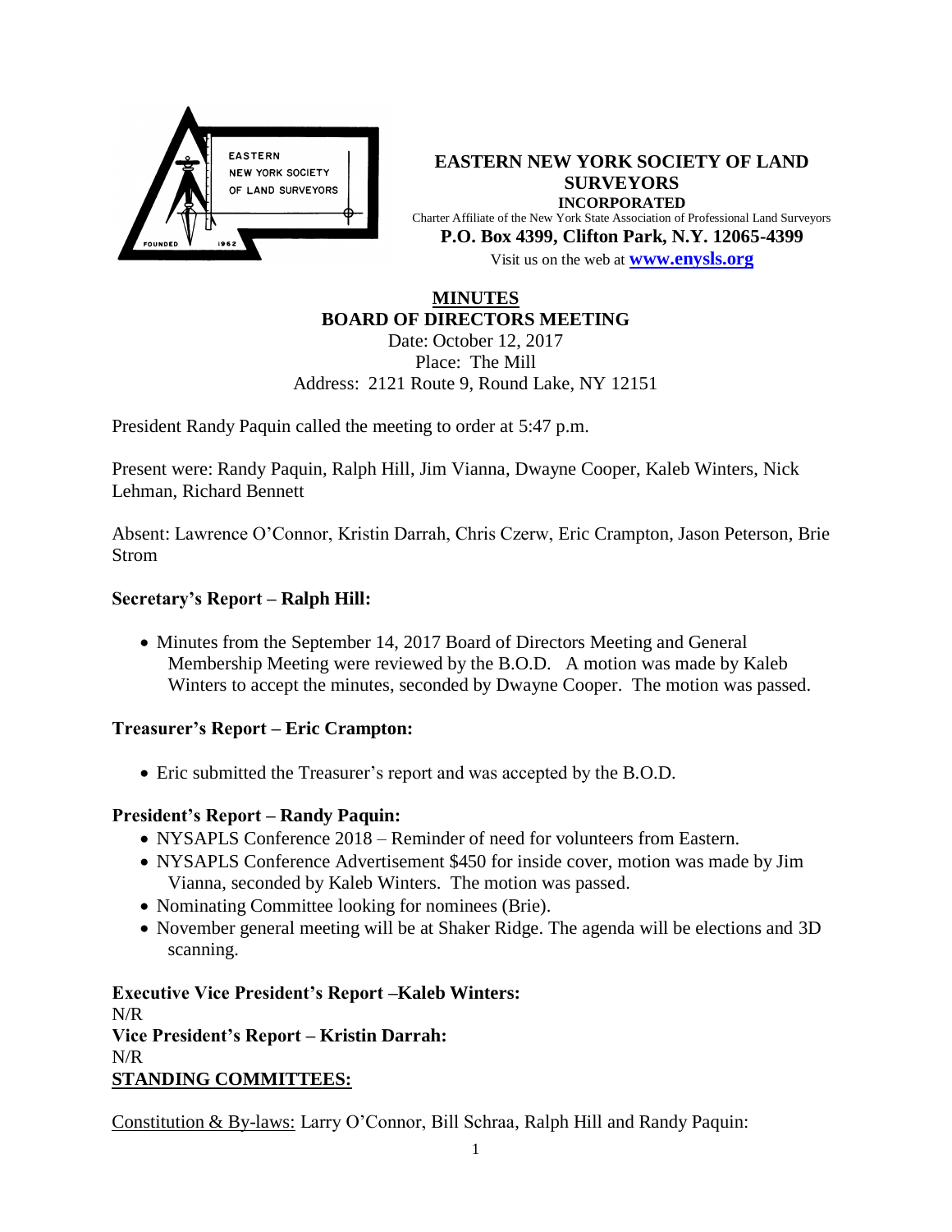**EASTERN NEW YORK SOCIETY OF LAND SURVEYORS**
**INCORPORATED**
Charter Affiliate of the New York State Association of Professional Land Surveyors
**P.O. Box 4399, Clifton Park, N.Y. 12065-4399**
Visit us on the web at **www.enysls.org**

# MINUTES
## BOARD OF DIRECTORS MEETING

Date: October 12, 2017
Place: The Mill
Address: 2121 Route 9, Round Lake, NY 12151

President Randy Paquin called the meeting to order at 5:47 p.m.

Present were: Randy Paquin, Ralph Hill, Jim Vianna, Dwayne Cooper, Kaleb Winters, Nick Lehman, Richard Bennett

Absent: Lawrence O'Connor, Kristin Darrah, Chris Czerw, Eric Crampton, Jason Peterson, Brie Strom

### Secretary's Report – Ralph Hill:

- Minutes from the September 14, 2017 Board of Directors Meeting and General Membership Meeting were reviewed by the B.O.D. A motion was made by Kaleb Winters to accept the minutes, seconded by Dwayne Cooper. The motion was passed.

### Treasurer's Report – Eric Crampton:

- Eric submitted the Treasurer's report and was accepted by the B.O.D.

### President's Report – Randy Paquin:

- NYSAPLS Conference 2018 – Reminder of need for volunteers from Eastern.
- NYSAPLS Conference Advertisement $450 for inside cover, motion was made by Jim Vianna, seconded by Kaleb Winters. The motion was passed.
- Nominating Committee looking for nominees (Brie).
- November general meeting will be at Shaker Ridge. The agenda will be elections and 3D scanning.

### Executive Vice President's Report –Kaleb Winters:

N/R

### Vice President's Report – Kristin Darrah:

N/R

### STANDING COMMITTEES:

Constitution & By-laws: Larry O'Connor, Bill Schraa, Ralph Hill and Randy Paquin: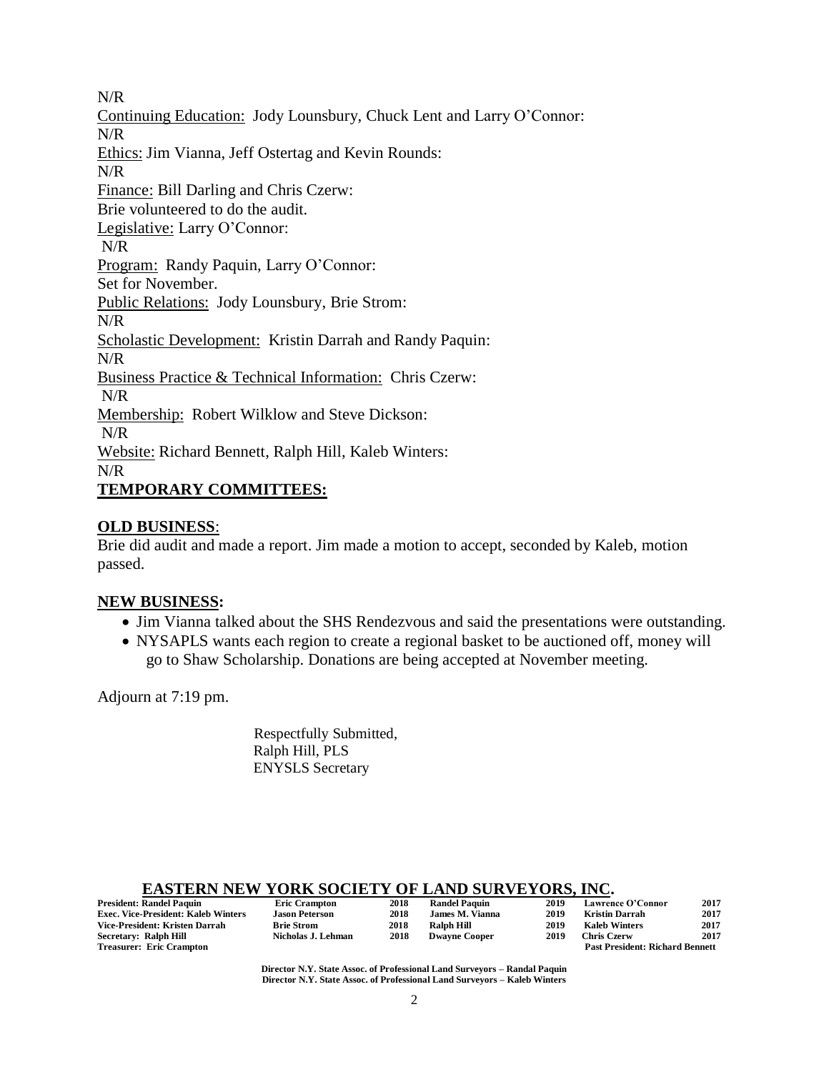N/R

Continuing Education: Jody Lounsbury, Chuck Lent and Larry O'Connor:

N/R

Ethics: Jim Vianna, Jeff Ostertag and Kevin Rounds:

N/R

Finance: Bill Darling and Chris Czerw:

Brie volunteered to do the audit.

Legislative: Larry O'Connor:

N/R

Program: Randy Paquin, Larry O'Connor:

Set for November.

Public Relations: Jody Lounsbury, Brie Strom:

N/R

Scholastic Development: Kristin Darrah and Randy Paquin:

N/R

Business Practice & Technical Information: Chris Czerw:

N/R

Membership: Robert Wilklow and Steve Dickson:

N/R

Website: Richard Bennett, Ralph Hill, Kaleb Winters:

N/R

**TEMPORARY COMMITTEES:**

**OLD BUSINESS**:

Brie did audit and made a report. Jim made a motion to accept, seconded by Kaleb, motion passed.

**NEW BUSINESS:**

- Jim Vianna talked about the SHS Rendezvous and said the presentations were outstanding.
- NYSAPLS wants each region to create a regional basket to be auctioned off, money will go to Shaw Scholarship. Donations are being accepted at November meeting.

Adjourn at 7:19 pm.

Respectfully Submitted,
Ralph Hill, PLS
ENYSLS Secretary

**EASTERN NEW YORK SOCIETY OF LAND SURVEYORS, INC.**

| | | | | | | |
|---|---|---|---|---|---|---|
| **President: Randel Paquin** | **Eric Crampton** | **2018** | **Randel Paquin** | **2019** | **Lawrence O'Connor** | **2017** |
| **Exec. Vice-President: Kaleb Winters** | **Jason Peterson** | **2018** | **James M. Vianna** | **2019** | **Kristin Darrah** | **2017** |
| **Vice-President: Kristen Darrah** | **Brie Strom** | **2018** | **Ralph Hill** | **2019** | **Kaleb Winters** | **2017** |
| **Secretary: Ralph Hill** | **Nicholas J. Lehman** | **2018** | **Dwayne Cooper** | **2019** | **Chris Czerw** | **2017** |
| **Treasurer: Eric Crampton** | | | | | **Past President: Richard Bennett** | |

**Director N.Y. State Assoc. of Professional Land Surveyors – Randal Paquin**
**Director N.Y. State Assoc. of Professional Land Surveyors – Kaleb Winters**